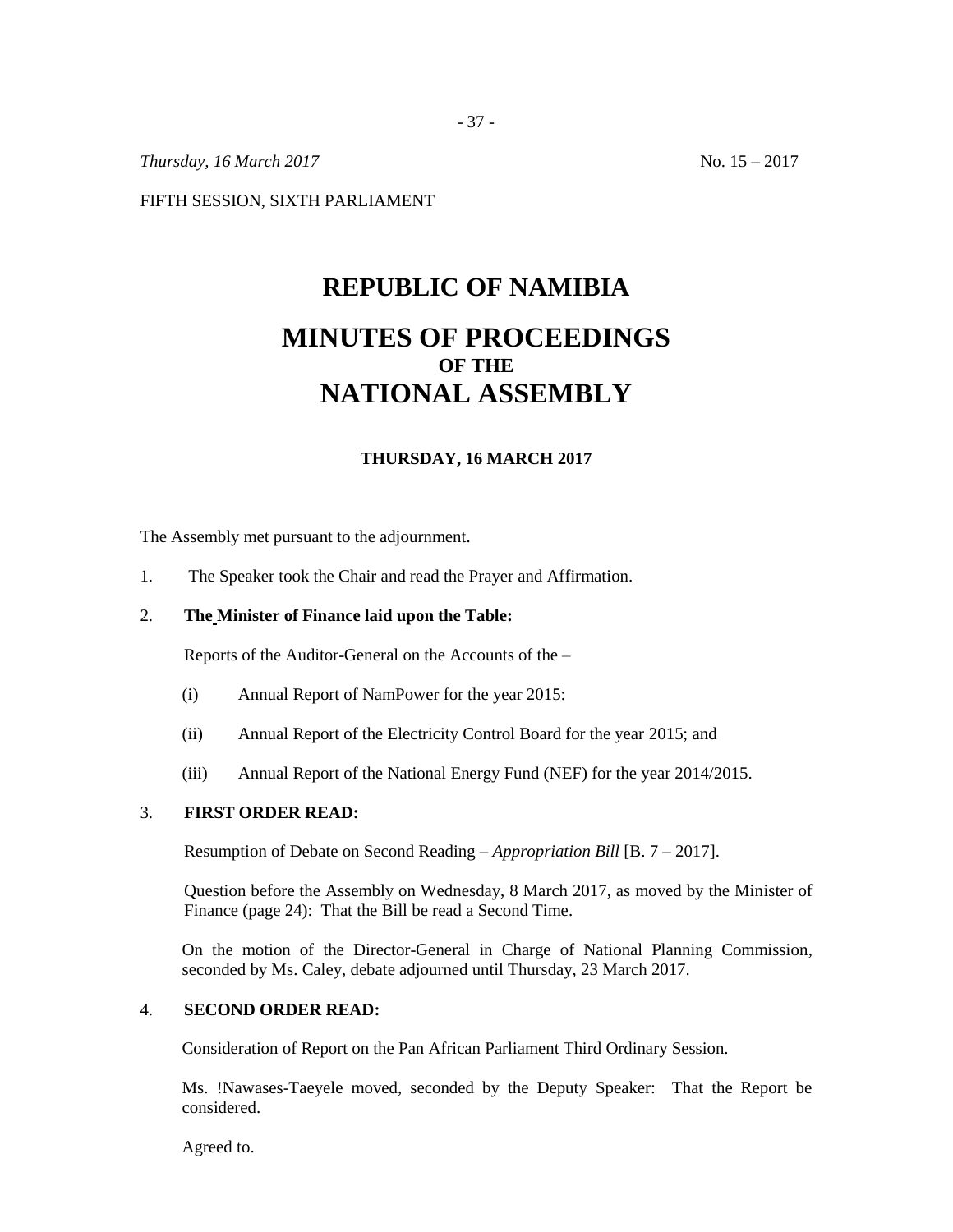*Thursday, 16 March 2017* No. 15 – 2017

FIFTH SESSION, SIXTH PARLIAMENT

# REPUBLIC OF NAMIBIA

# MINUTES OF PROCEEDINGS
## OF THE
# NATIONAL ASSEMBLY

### THURSDAY, 16 MARCH 2017

The Assembly met pursuant to the adjournment.

1. The Speaker took the Chair and read the Prayer and Affirmation.

2. **The Minister of Finance laid upon the Table:**

   Reports of the Auditor-General on the Accounts of the –

   (i) Annual Report of NamPower for the year 2015:

   (ii) Annual Report of the Electricity Control Board for the year 2015; and

   (iii) Annual Report of the National Energy Fund (NEF) for the year 2014/2015.

3. **FIRST ORDER READ:**

   Resumption of Debate on Second Reading – *Appropriation Bill* [B. 7 – 2017].

   Question before the Assembly on Wednesday, 8 March 2017, as moved by the Minister of Finance (page 24): That the Bill be read a Second Time.

   On the motion of the Director-General in Charge of National Planning Commission, seconded by Ms. Caley, debate adjourned until Thursday, 23 March 2017.

4. **SECOND ORDER READ:**

   Consideration of Report on the Pan African Parliament Third Ordinary Session.

   Ms. !Nawases-Taeyele moved, seconded by the Deputy Speaker: That the Report be considered.

   Agreed to.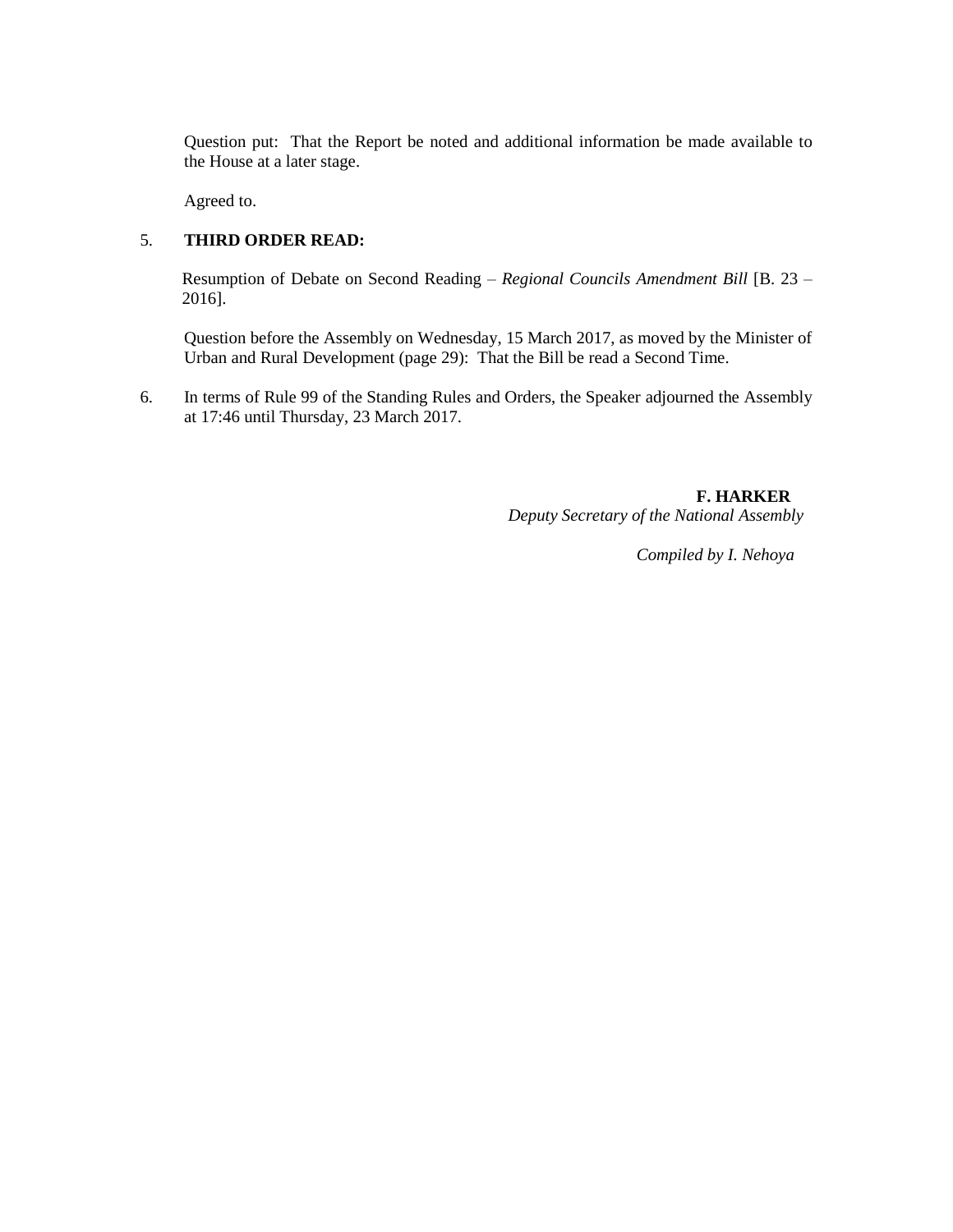Question put: That the Report be noted and additional information be made available to the House at a later stage.

Agreed to.

5. **THIRD ORDER READ:**

Resumption of Debate on Second Reading – *Regional Councils Amendment Bill* [B. 23 – 2016].

Question before the Assembly on Wednesday, 15 March 2017, as moved by the Minister of Urban and Rural Development (page 29): That the Bill be read a Second Time.

6. In terms of Rule 99 of the Standing Rules and Orders, the Speaker adjourned the Assembly at 17:46 until Thursday, 23 March 2017.

**F. HARKER**
*Deputy Secretary of the National Assembly*

*Compiled by I. Nehoya*